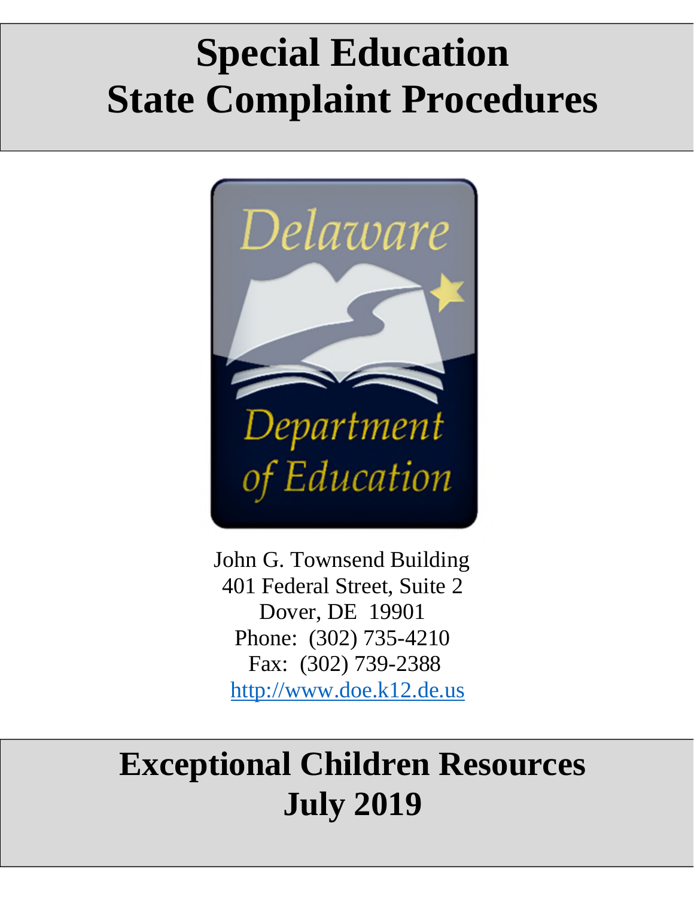# Special Education State Complaint Procedures

John G. Townsend Building
401 Federal Street, Suite 2
Dover, DE 19901
Phone: (302) 735-4210
Fax: (302) 739-2388
http://www.doe.k12.de.us

## Exceptional Children Resources
## July 2019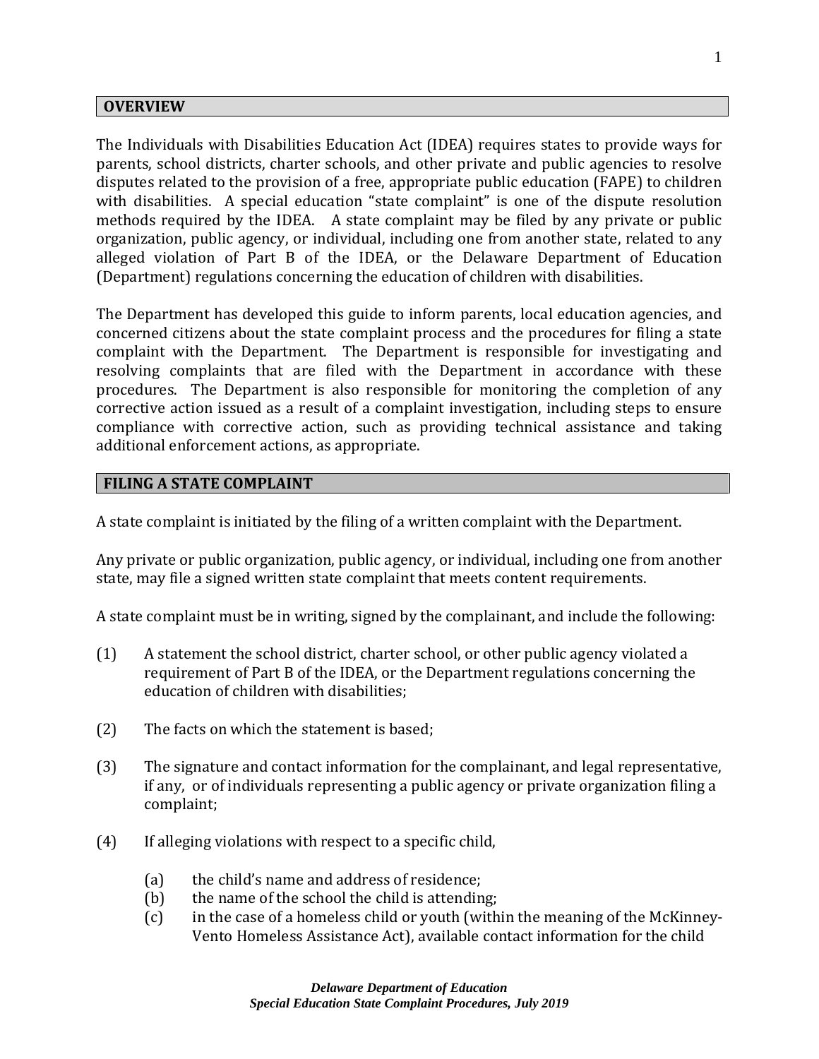## OVERVIEW

The Individuals with Disabilities Education Act (IDEA) requires states to provide ways for parents, school districts, charter schools, and other private and public agencies to resolve disputes related to the provision of a free, appropriate public education (FAPE) to children with disabilities. A special education "state complaint" is one of the dispute resolution methods required by the IDEA. A state complaint may be filed by any private or public organization, public agency, or individual, including one from another state, related to any alleged violation of Part B of the IDEA, or the Delaware Department of Education (Department) regulations concerning the education of children with disabilities.

The Department has developed this guide to inform parents, local education agencies, and concerned citizens about the state complaint process and the procedures for filing a state complaint with the Department. The Department is responsible for investigating and resolving complaints that are filed with the Department in accordance with these procedures. The Department is also responsible for monitoring the completion of any corrective action issued as a result of a complaint investigation, including steps to ensure compliance with corrective action, such as providing technical assistance and taking additional enforcement actions, as appropriate.

## FILING A STATE COMPLAINT

A state complaint is initiated by the filing of a written complaint with the Department.

Any private or public organization, public agency, or individual, including one from another state, may file a signed written state complaint that meets content requirements.

A state complaint must be in writing, signed by the complainant, and include the following:

(1) A statement the school district, charter school, or other public agency violated a requirement of Part B of the IDEA, or the Department regulations concerning the education of children with disabilities;

(2) The facts on which the statement is based;

(3) The signature and contact information for the complainant, and legal representative, if any, or of individuals representing a public agency or private organization filing a complaint;

(4) If alleging violations with respect to a specific child,

  (a) the child's name and address of residence;
  (b) the name of the school the child is attending;
  (c) in the case of a homeless child or youth (within the meaning of the McKinney-Vento Homeless Assistance Act), available contact information for the child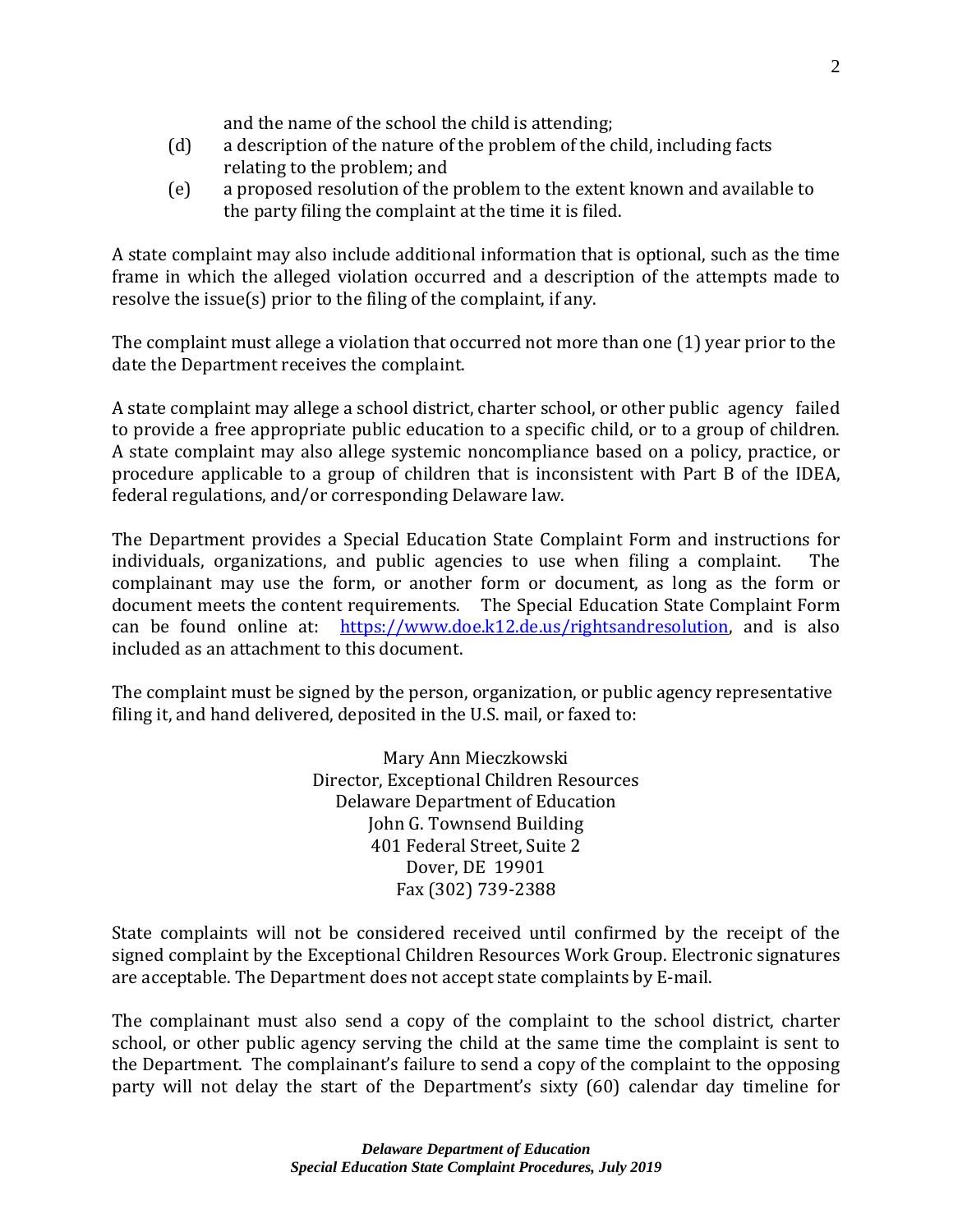and the name of the school the child is attending;

(d) a description of the nature of the problem of the child, including facts relating to the problem; and

(e) a proposed resolution of the problem to the extent known and available to the party filing the complaint at the time it is filed.

A state complaint may also include additional information that is optional, such as the time frame in which the alleged violation occurred and a description of the attempts made to resolve the issue(s) prior to the filing of the complaint, if any.

The complaint must allege a violation that occurred not more than one (1) year prior to the date the Department receives the complaint.

A state complaint may allege a school district, charter school, or other public agency failed to provide a free appropriate public education to a specific child, or to a group of children. A state complaint may also allege systemic noncompliance based on a policy, practice, or procedure applicable to a group of children that is inconsistent with Part B of the IDEA, federal regulations, and/or corresponding Delaware law.

The Department provides a Special Education State Complaint Form and instructions for individuals, organizations, and public agencies to use when filing a complaint. The complainant may use the form, or another form or document, as long as the form or document meets the content requirements. The Special Education State Complaint Form can be found online at: https://www.doe.k12.de.us/rightsandresolution, and is also included as an attachment to this document.

The complaint must be signed by the person, organization, or public agency representative filing it, and hand delivered, deposited in the U.S. mail, or faxed to:

Mary Ann Mieczkowski  
Director, Exceptional Children Resources  
Delaware Department of Education  
John G. Townsend Building  
401 Federal Street, Suite 2  
Dover, DE 19901  
Fax (302) 739-2388

State complaints will not be considered received until confirmed by the receipt of the signed complaint by the Exceptional Children Resources Work Group. Electronic signatures are acceptable. The Department does not accept state complaints by E-mail.

The complainant must also send a copy of the complaint to the school district, charter school, or other public agency serving the child at the same time the complaint is sent to the Department. The complainant's failure to send a copy of the complaint to the opposing party will not delay the start of the Department's sixty (60) calendar day timeline for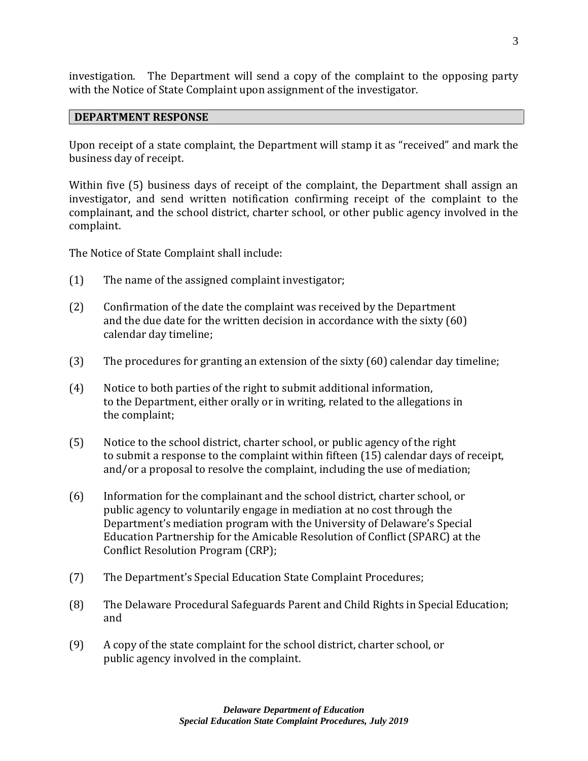investigation. The Department will send a copy of the complaint to the opposing party with the Notice of State Complaint upon assignment of the investigator.

## DEPARTMENT RESPONSE

Upon receipt of a state complaint, the Department will stamp it as "received" and mark the business day of receipt.

Within five (5) business days of receipt of the complaint, the Department shall assign an investigator, and send written notification confirming receipt of the complaint to the complainant, and the school district, charter school, or other public agency involved in the complaint.

The Notice of State Complaint shall include:

(1) The name of the assigned complaint investigator;

(2) Confirmation of the date the complaint was received by the Department and the due date for the written decision in accordance with the sixty (60) calendar day timeline;

(3) The procedures for granting an extension of the sixty (60) calendar day timeline;

(4) Notice to both parties of the right to submit additional information, to the Department, either orally or in writing, related to the allegations in the complaint;

(5) Notice to the school district, charter school, or public agency of the right to submit a response to the complaint within fifteen (15) calendar days of receipt, and/or a proposal to resolve the complaint, including the use of mediation;

(6) Information for the complainant and the school district, charter school, or public agency to voluntarily engage in mediation at no cost through the Department's mediation program with the University of Delaware's Special Education Partnership for the Amicable Resolution of Conflict (SPARC) at the Conflict Resolution Program (CRP);

(7) The Department's Special Education State Complaint Procedures;

(8) The Delaware Procedural Safeguards Parent and Child Rights in Special Education; and

(9) A copy of the state complaint for the school district, charter school, or public agency involved in the complaint.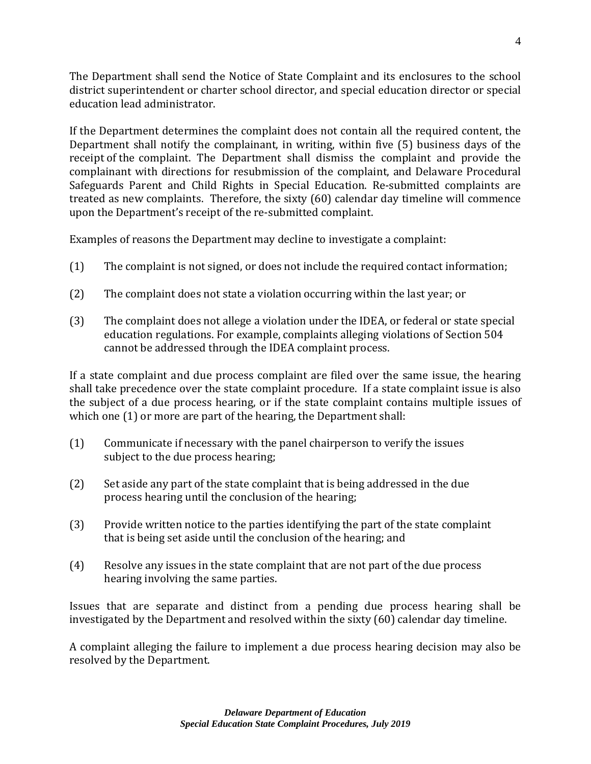The Department shall send the Notice of State Complaint and its enclosures to the school district superintendent or charter school director, and special education director or special education lead administrator.

If the Department determines the complaint does not contain all the required content, the Department shall notify the complainant, in writing, within five (5) business days of the receipt of the complaint. The Department shall dismiss the complaint and provide the complainant with directions for resubmission of the complaint, and Delaware Procedural Safeguards Parent and Child Rights in Special Education. Re-submitted complaints are treated as new complaints. Therefore, the sixty (60) calendar day timeline will commence upon the Department's receipt of the re-submitted complaint.

Examples of reasons the Department may decline to investigate a complaint:

(1) The complaint is not signed, or does not include the required contact information;

(2) The complaint does not state a violation occurring within the last year; or

(3) The complaint does not allege a violation under the IDEA, or federal or state special education regulations. For example, complaints alleging violations of Section 504 cannot be addressed through the IDEA complaint process.

If a state complaint and due process complaint are filed over the same issue, the hearing shall take precedence over the state complaint procedure. If a state complaint issue is also the subject of a due process hearing, or if the state complaint contains multiple issues of which one (1) or more are part of the hearing, the Department shall:

(1) Communicate if necessary with the panel chairperson to verify the issues subject to the due process hearing;

(2) Set aside any part of the state complaint that is being addressed in the due process hearing until the conclusion of the hearing;

(3) Provide written notice to the parties identifying the part of the state complaint that is being set aside until the conclusion of the hearing; and

(4) Resolve any issues in the state complaint that are not part of the due process hearing involving the same parties.

Issues that are separate and distinct from a pending due process hearing shall be investigated by the Department and resolved within the sixty (60) calendar day timeline.

A complaint alleging the failure to implement a due process hearing decision may also be resolved by the Department.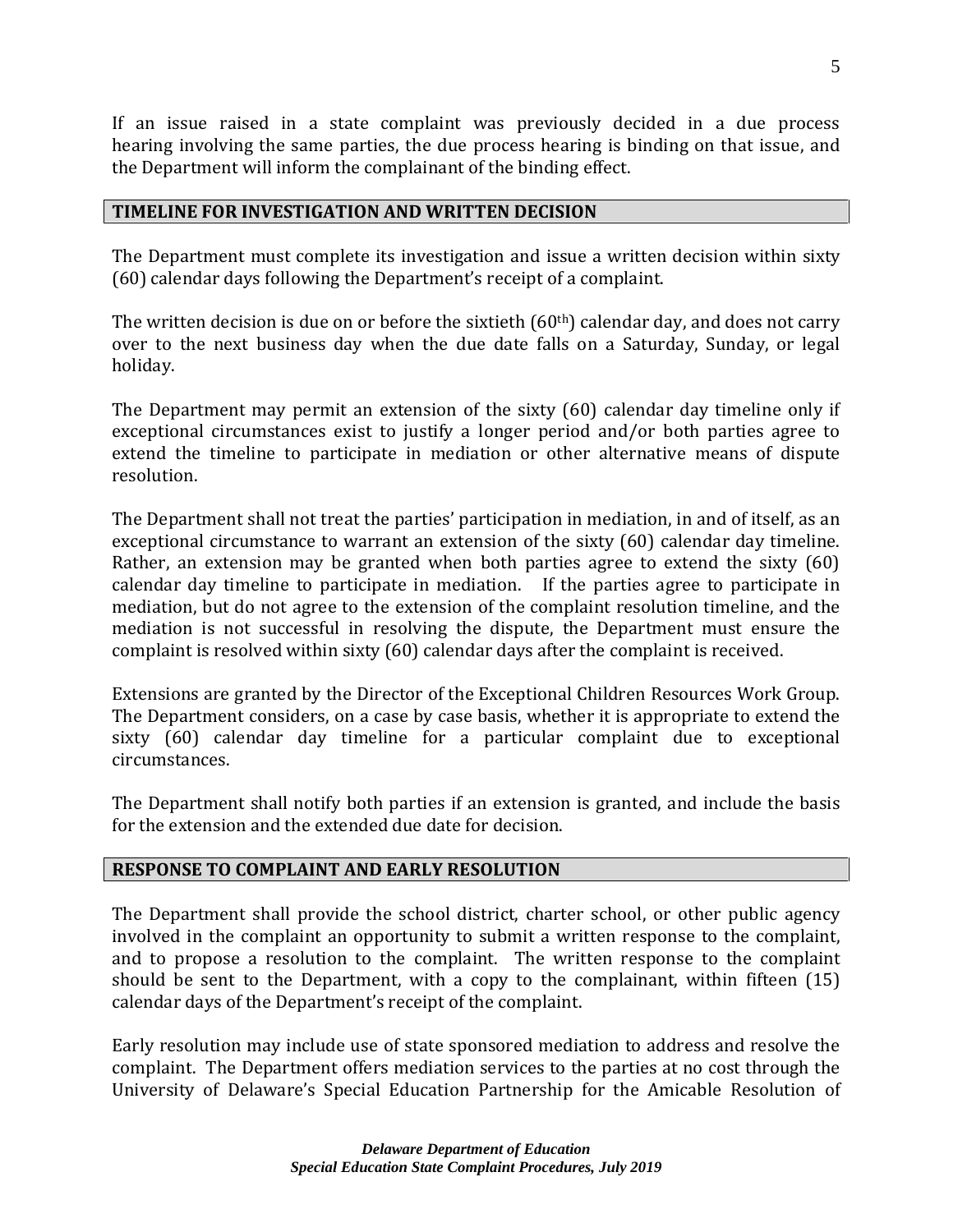If an issue raised in a state complaint was previously decided in a due process hearing involving the same parties, the due process hearing is binding on that issue, and the Department will inform the complainant of the binding effect.

## TIMELINE FOR INVESTIGATION AND WRITTEN DECISION

The Department must complete its investigation and issue a written decision within sixty (60) calendar days following the Department's receipt of a complaint.

The written decision is due on or before the sixtieth (60th) calendar day, and does not carry over to the next business day when the due date falls on a Saturday, Sunday, or legal holiday.

The Department may permit an extension of the sixty (60) calendar day timeline only if exceptional circumstances exist to justify a longer period and/or both parties agree to extend the timeline to participate in mediation or other alternative means of dispute resolution.

The Department shall not treat the parties' participation in mediation, in and of itself, as an exceptional circumstance to warrant an extension of the sixty (60) calendar day timeline. Rather, an extension may be granted when both parties agree to extend the sixty (60) calendar day timeline to participate in mediation. If the parties agree to participate in mediation, but do not agree to the extension of the complaint resolution timeline, and the mediation is not successful in resolving the dispute, the Department must ensure the complaint is resolved within sixty (60) calendar days after the complaint is received.

Extensions are granted by the Director of the Exceptional Children Resources Work Group. The Department considers, on a case by case basis, whether it is appropriate to extend the sixty (60) calendar day timeline for a particular complaint due to exceptional circumstances.

The Department shall notify both parties if an extension is granted, and include the basis for the extension and the extended due date for decision.

## RESPONSE TO COMPLAINT AND EARLY RESOLUTION

The Department shall provide the school district, charter school, or other public agency involved in the complaint an opportunity to submit a written response to the complaint, and to propose a resolution to the complaint. The written response to the complaint should be sent to the Department, with a copy to the complainant, within fifteen (15) calendar days of the Department's receipt of the complaint.

Early resolution may include use of state sponsored mediation to address and resolve the complaint. The Department offers mediation services to the parties at no cost through the University of Delaware's Special Education Partnership for the Amicable Resolution of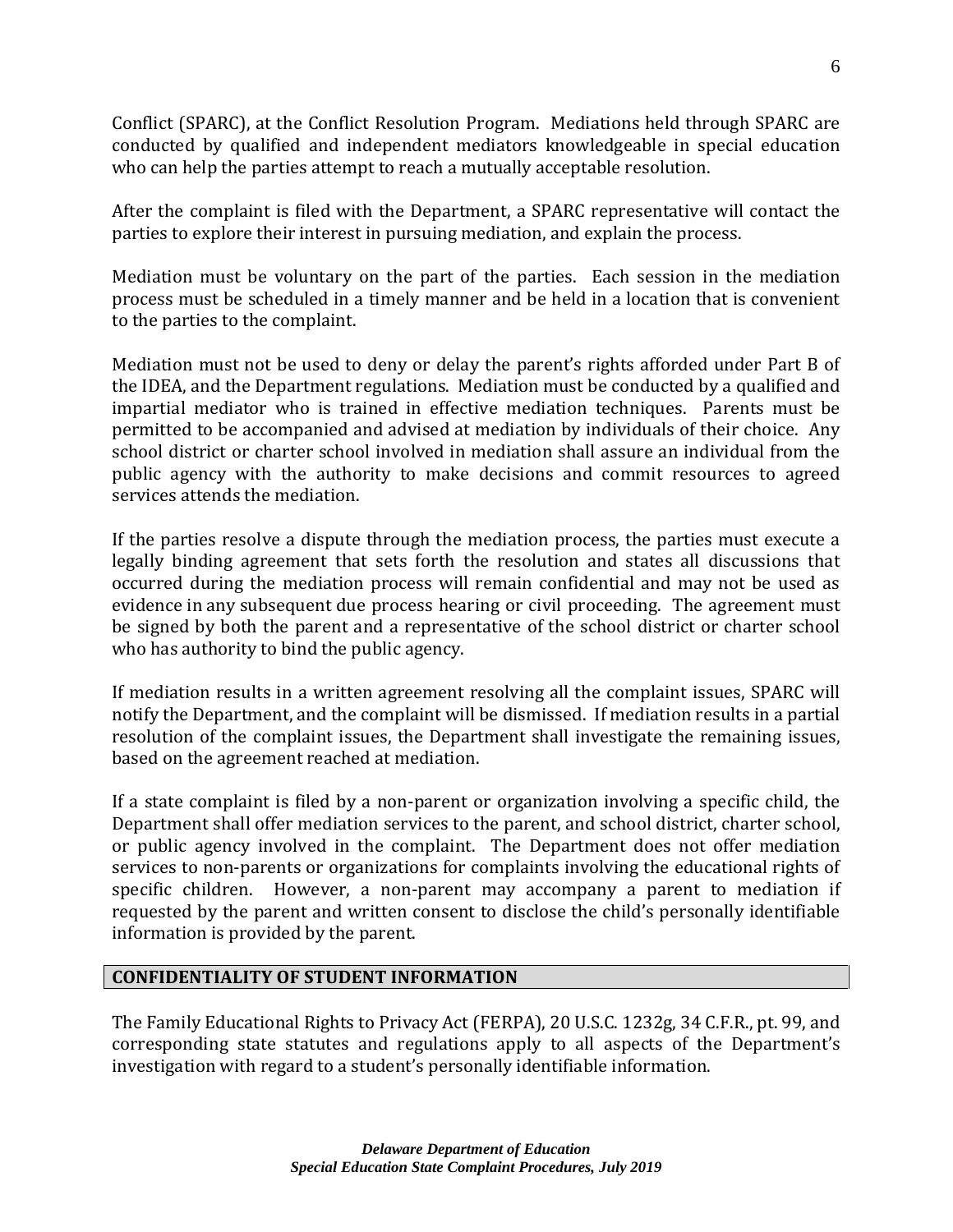Conflict (SPARC), at the Conflict Resolution Program. Mediations held through SPARC are conducted by qualified and independent mediators knowledgeable in special education who can help the parties attempt to reach a mutually acceptable resolution.

After the complaint is filed with the Department, a SPARC representative will contact the parties to explore their interest in pursuing mediation, and explain the process.

Mediation must be voluntary on the part of the parties. Each session in the mediation process must be scheduled in a timely manner and be held in a location that is convenient to the parties to the complaint.

Mediation must not be used to deny or delay the parent's rights afforded under Part B of the IDEA, and the Department regulations. Mediation must be conducted by a qualified and impartial mediator who is trained in effective mediation techniques. Parents must be permitted to be accompanied and advised at mediation by individuals of their choice. Any school district or charter school involved in mediation shall assure an individual from the public agency with the authority to make decisions and commit resources to agreed services attends the mediation.

If the parties resolve a dispute through the mediation process, the parties must execute a legally binding agreement that sets forth the resolution and states all discussions that occurred during the mediation process will remain confidential and may not be used as evidence in any subsequent due process hearing or civil proceeding. The agreement must be signed by both the parent and a representative of the school district or charter school who has authority to bind the public agency.

If mediation results in a written agreement resolving all the complaint issues, SPARC will notify the Department, and the complaint will be dismissed. If mediation results in a partial resolution of the complaint issues, the Department shall investigate the remaining issues, based on the agreement reached at mediation.

If a state complaint is filed by a non-parent or organization involving a specific child, the Department shall offer mediation services to the parent, and school district, charter school, or public agency involved in the complaint. The Department does not offer mediation services to non-parents or organizations for complaints involving the educational rights of specific children. However, a non-parent may accompany a parent to mediation if requested by the parent and written consent to disclose the child's personally identifiable information is provided by the parent.

## CONFIDENTIALITY OF STUDENT INFORMATION

The Family Educational Rights to Privacy Act (FERPA), 20 U.S.C. 1232g, 34 C.F.R., pt. 99, and corresponding state statutes and regulations apply to all aspects of the Department's investigation with regard to a student's personally identifiable information.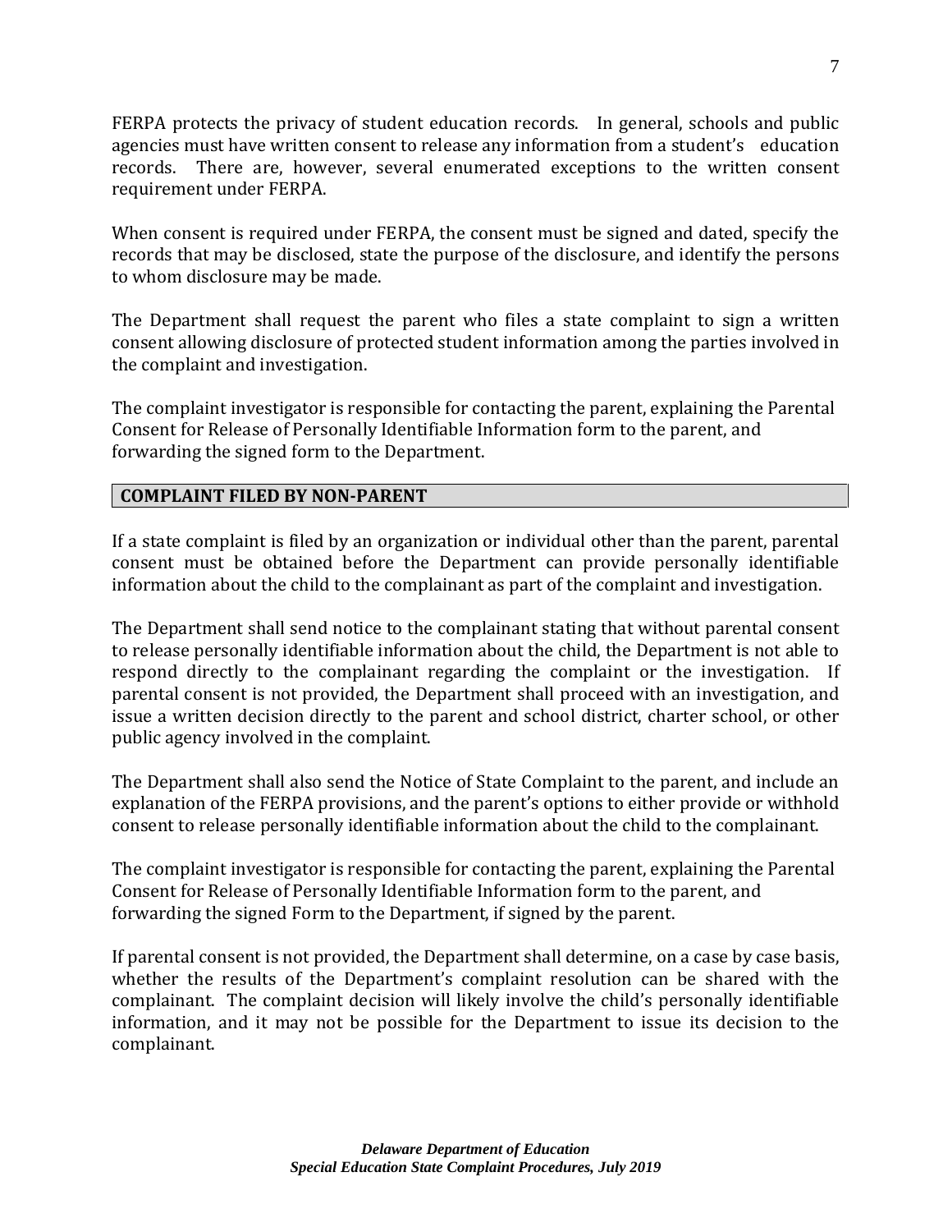FERPA protects the privacy of student education records. In general, schools and public agencies must have written consent to release any information from a student's education records. There are, however, several enumerated exceptions to the written consent requirement under FERPA.

When consent is required under FERPA, the consent must be signed and dated, specify the records that may be disclosed, state the purpose of the disclosure, and identify the persons to whom disclosure may be made.

The Department shall request the parent who files a state complaint to sign a written consent allowing disclosure of protected student information among the parties involved in the complaint and investigation.

The complaint investigator is responsible for contacting the parent, explaining the Parental Consent for Release of Personally Identifiable Information form to the parent, and forwarding the signed form to the Department.

## COMPLAINT FILED BY NON-PARENT

If a state complaint is filed by an organization or individual other than the parent, parental consent must be obtained before the Department can provide personally identifiable information about the child to the complainant as part of the complaint and investigation.

The Department shall send notice to the complainant stating that without parental consent to release personally identifiable information about the child, the Department is not able to respond directly to the complainant regarding the complaint or the investigation. If parental consent is not provided, the Department shall proceed with an investigation, and issue a written decision directly to the parent and school district, charter school, or other public agency involved in the complaint.

The Department shall also send the Notice of State Complaint to the parent, and include an explanation of the FERPA provisions, and the parent's options to either provide or withhold consent to release personally identifiable information about the child to the complainant.

The complaint investigator is responsible for contacting the parent, explaining the Parental Consent for Release of Personally Identifiable Information form to the parent, and forwarding the signed Form to the Department, if signed by the parent.

If parental consent is not provided, the Department shall determine, on a case by case basis, whether the results of the Department's complaint resolution can be shared with the complainant. The complaint decision will likely involve the child's personally identifiable information, and it may not be possible for the Department to issue its decision to the complainant.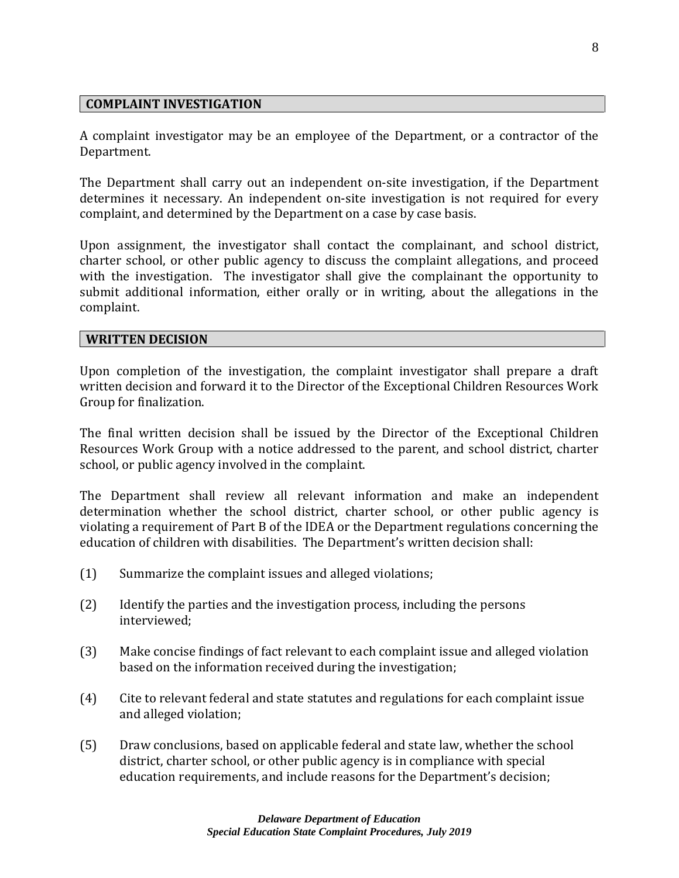## COMPLAINT INVESTIGATION

A complaint investigator may be an employee of the Department, or a contractor of the Department.

The Department shall carry out an independent on-site investigation, if the Department determines it necessary. An independent on-site investigation is not required for every complaint, and determined by the Department on a case by case basis.

Upon assignment, the investigator shall contact the complainant, and school district, charter school, or other public agency to discuss the complaint allegations, and proceed with the investigation. The investigator shall give the complainant the opportunity to submit additional information, either orally or in writing, about the allegations in the complaint.

## WRITTEN DECISION

Upon completion of the investigation, the complaint investigator shall prepare a draft written decision and forward it to the Director of the Exceptional Children Resources Work Group for finalization.

The final written decision shall be issued by the Director of the Exceptional Children Resources Work Group with a notice addressed to the parent, and school district, charter school, or public agency involved in the complaint.

The Department shall review all relevant information and make an independent determination whether the school district, charter school, or other public agency is violating a requirement of Part B of the IDEA or the Department regulations concerning the education of children with disabilities. The Department's written decision shall:

(1) Summarize the complaint issues and alleged violations;

(2) Identify the parties and the investigation process, including the persons interviewed;

(3) Make concise findings of fact relevant to each complaint issue and alleged violation based on the information received during the investigation;

(4) Cite to relevant federal and state statutes and regulations for each complaint issue and alleged violation;

(5) Draw conclusions, based on applicable federal and state law, whether the school district, charter school, or other public agency is in compliance with special education requirements, and include reasons for the Department's decision;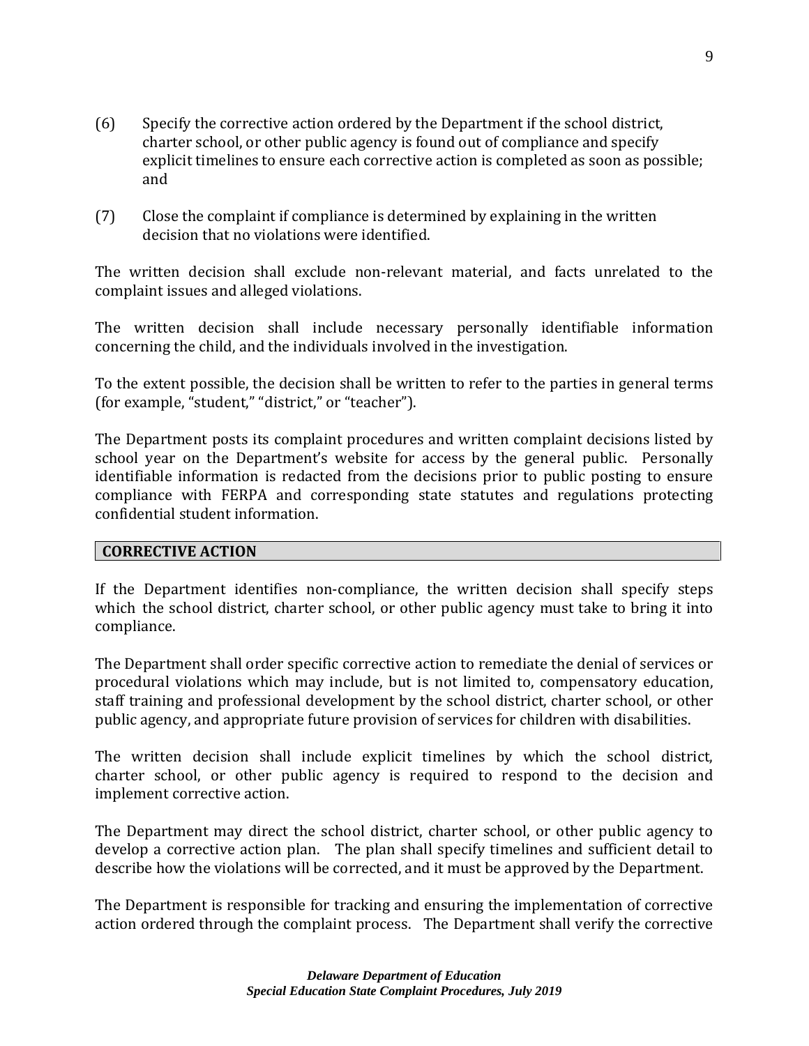(6) Specify the corrective action ordered by the Department if the school district, charter school, or other public agency is found out of compliance and specify explicit timelines to ensure each corrective action is completed as soon as possible; and

(7) Close the complaint if compliance is determined by explaining in the written decision that no violations were identified.

The written decision shall exclude non-relevant material, and facts unrelated to the complaint issues and alleged violations.

The written decision shall include necessary personally identifiable information concerning the child, and the individuals involved in the investigation.

To the extent possible, the decision shall be written to refer to the parties in general terms (for example, "student," "district," or "teacher").

The Department posts its complaint procedures and written complaint decisions listed by school year on the Department's website for access by the general public. Personally identifiable information is redacted from the decisions prior to public posting to ensure compliance with FERPA and corresponding state statutes and regulations protecting confidential student information.

## CORRECTIVE ACTION

If the Department identifies non-compliance, the written decision shall specify steps which the school district, charter school, or other public agency must take to bring it into compliance.

The Department shall order specific corrective action to remediate the denial of services or procedural violations which may include, but is not limited to, compensatory education, staff training and professional development by the school district, charter school, or other public agency, and appropriate future provision of services for children with disabilities.

The written decision shall include explicit timelines by which the school district, charter school, or other public agency is required to respond to the decision and implement corrective action.

The Department may direct the school district, charter school, or other public agency to develop a corrective action plan. The plan shall specify timelines and sufficient detail to describe how the violations will be corrected, and it must be approved by the Department.

The Department is responsible for tracking and ensuring the implementation of corrective action ordered through the complaint process. The Department shall verify the corrective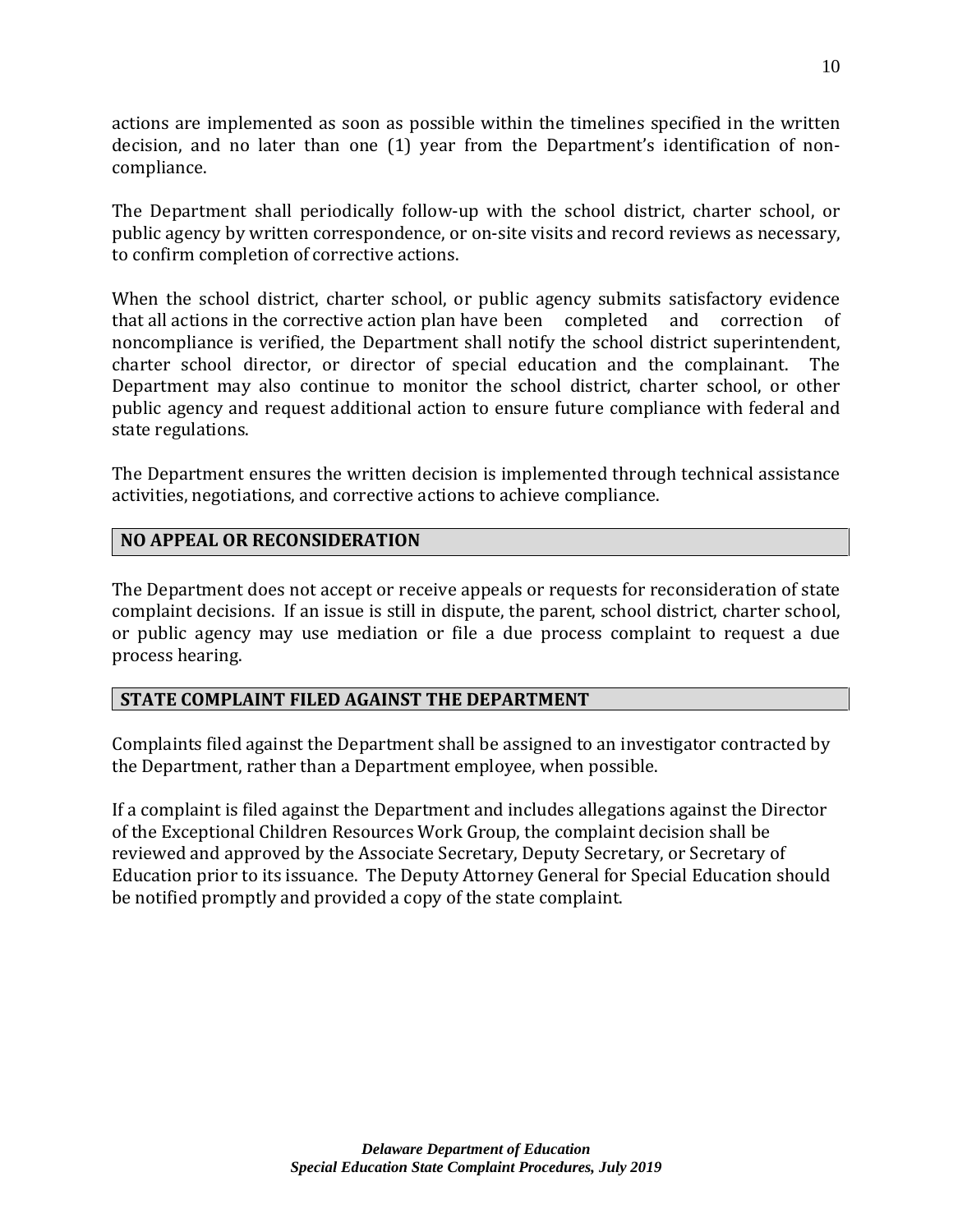actions are implemented as soon as possible within the timelines specified in the written decision, and no later than one (1) year from the Department's identification of non-compliance.

The Department shall periodically follow-up with the school district, charter school, or public agency by written correspondence, or on-site visits and record reviews as necessary, to confirm completion of corrective actions.

When the school district, charter school, or public agency submits satisfactory evidence that all actions in the corrective action plan have been completed and correction of noncompliance is verified, the Department shall notify the school district superintendent, charter school director, or director of special education and the complainant. The Department may also continue to monitor the school district, charter school, or other public agency and request additional action to ensure future compliance with federal and state regulations.

The Department ensures the written decision is implemented through technical assistance activities, negotiations, and corrective actions to achieve compliance.

## NO APPEAL OR RECONSIDERATION

The Department does not accept or receive appeals or requests for reconsideration of state complaint decisions. If an issue is still in dispute, the parent, school district, charter school, or public agency may use mediation or file a due process complaint to request a due process hearing.

## STATE COMPLAINT FILED AGAINST THE DEPARTMENT

Complaints filed against the Department shall be assigned to an investigator contracted by the Department, rather than a Department employee, when possible.

If a complaint is filed against the Department and includes allegations against the Director of the Exceptional Children Resources Work Group, the complaint decision shall be reviewed and approved by the Associate Secretary, Deputy Secretary, or Secretary of Education prior to its issuance. The Deputy Attorney General for Special Education should be notified promptly and provided a copy of the state complaint.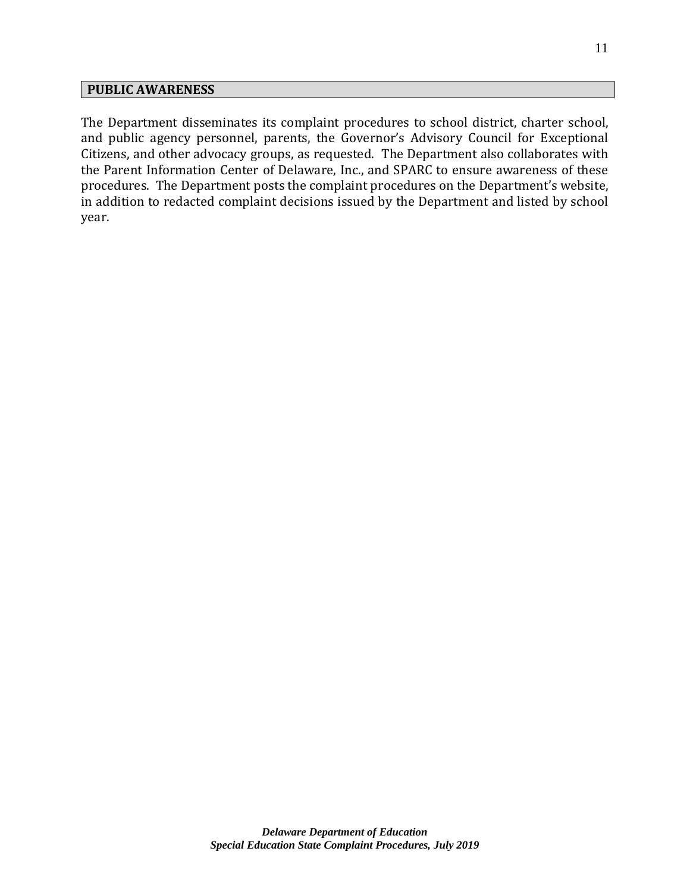## PUBLIC AWARENESS

The Department disseminates its complaint procedures to school district, charter school, and public agency personnel, parents, the Governor's Advisory Council for Exceptional Citizens, and other advocacy groups, as requested. The Department also collaborates with the Parent Information Center of Delaware, Inc., and SPARC to ensure awareness of these procedures. The Department posts the complaint procedures on the Department's website, in addition to redacted complaint decisions issued by the Department and listed by school year.